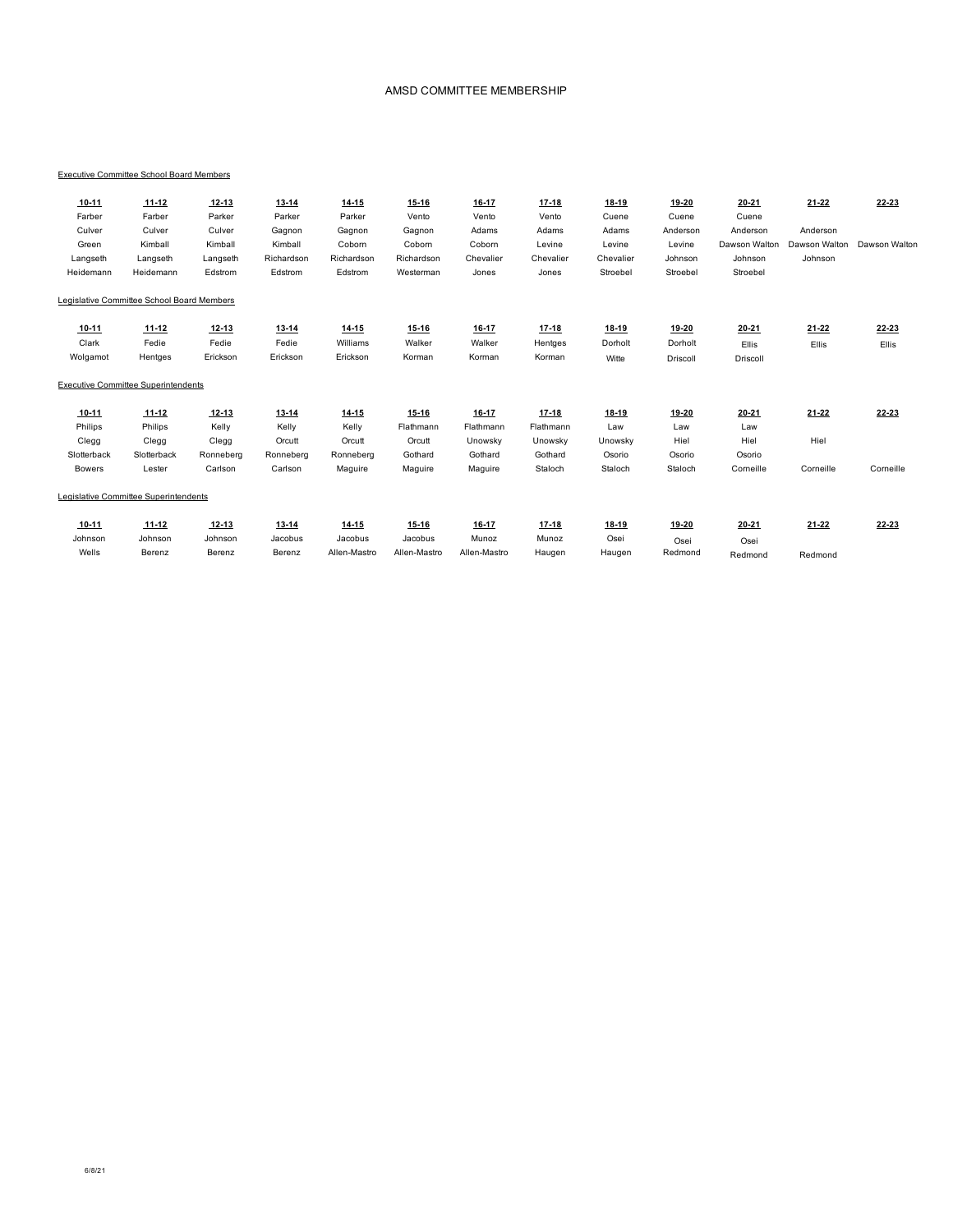# AMSD COMMITTEE MEMBERSHIP

Executive Committee School Board Members

| 10-11 | 11-12 | 12-13 | 13-14 | 14-15 | 15-16 | 16-17 | 17-18 | 18-19 | 19-20 | 20-21 | 21-22 | 22-23 |
|---|---|---|---|---|---|---|---|---|---|---|---|---|
| Farber | Farber | Parker | Parker | Parker | Vento | Vento | Vento | Cuene | Cuene | Cuene | | |
| Culver | Culver | Culver | Gagnon | Gagnon | Gagnon | Adams | Adams | Adams | Anderson | Anderson | Anderson | |
| Green | Kimball | Kimball | Kimball | Coborn | Coborn | Coborn | Levine | Levine | Levine | Dawson Walton | Dawson Walton | Dawson Walton |
| Langseth | Langseth | Langseth | Richardson | Richardson | Richardson | Chevalier | Chevalier | Chevalier | Johnson | Johnson | Johnson | |
| Heidemann | Heidemann | Edstrom | Edstrom | Edstrom | Westerman | Jones | Jones | Stroebel | Stroebel | Stroebel | | |

Legislative Committee School Board Members

| 10-11 | 11-12 | 12-13 | 13-14 | 14-15 | 15-16 | 16-17 | 17-18 | 18-19 | 19-20 | 20-21 | 21-22 | 22-23 |
|---|---|---|---|---|---|---|---|---|---|---|---|---|
| Clark | Fedie | Fedie | Fedie | Williams | Walker | Walker | Hentges | Dorholt | Dorholt | Ellis | Ellis | Ellis |
| Wolgamot | Hentges | Erickson | Erickson | Erickson | Korman | Korman | Korman | Witte | Driscoll | Driscoll | | |

Executive Committee Superintendents

| 10-11 | 11-12 | 12-13 | 13-14 | 14-15 | 15-16 | 16-17 | 17-18 | 18-19 | 19-20 | 20-21 | 21-22 | 22-23 |
|---|---|---|---|---|---|---|---|---|---|---|---|---|
| Philips | Philips | Kelly | Kelly | Kelly | Flathmann | Flathmann | Flathmann | Law | Law | Law | | |
| Clegg | Clegg | Clegg | Orcutt | Orcutt | Orcutt | Unowsky | Unowsky | Unowsky | Hiel | Hiel | Hiel | |
| Slotterback | Slotterback | Ronneberg | Ronneberg | Ronneberg | Gothard | Gothard | Gothard | Osorio | Osorio | Osorio | | |
| Bowers | Lester | Carlson | Carlson | Maguire | Maguire | Maguire | Staloch | Staloch | Staloch | Corneille | Corneille | Corneille |

Legislative Committee Superintendents

| 10-11 | 11-12 | 12-13 | 13-14 | 14-15 | 15-16 | 16-17 | 17-18 | 18-19 | 19-20 | 20-21 | 21-22 | 22-23 |
|---|---|---|---|---|---|---|---|---|---|---|---|---|
| Johnson | Johnson | Johnson | Jacobus | Jacobus | Jacobus | Munoz | Munoz | Osei | Osei | Osei | | |
| Wells | Berenz | Berenz | Berenz | Allen-Mastro | Allen-Mastro | Allen-Mastro | Haugen | Haugen | Redmond | Redmond | Redmond | |

6/8/21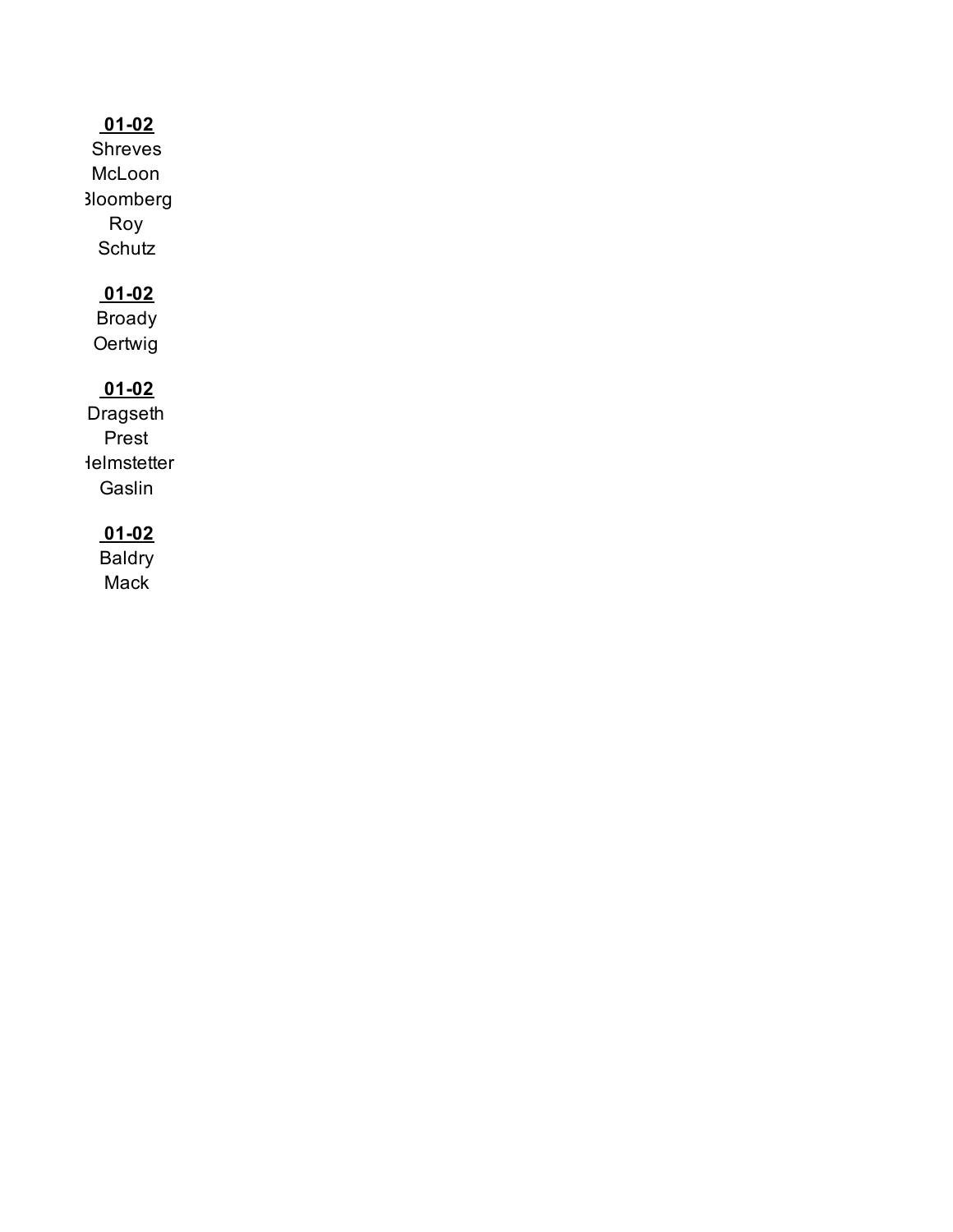**01-02**

Shreves
McLoon
Bloomberg
Roy
Schutz

**01-02**

Broady
Oertwig

**01-02**

Dragseth
Prest
Helmstetter
Gaslin

**01-02**

Baldry
Mack